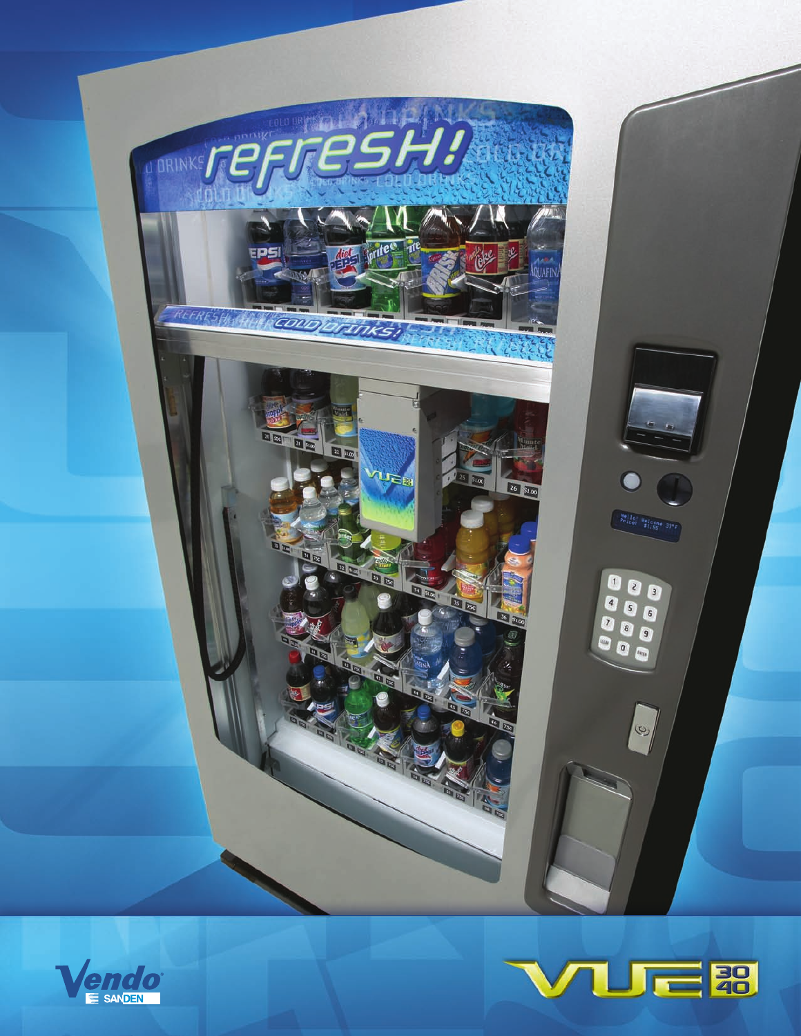Vendo
SANDEN

VUE 30 40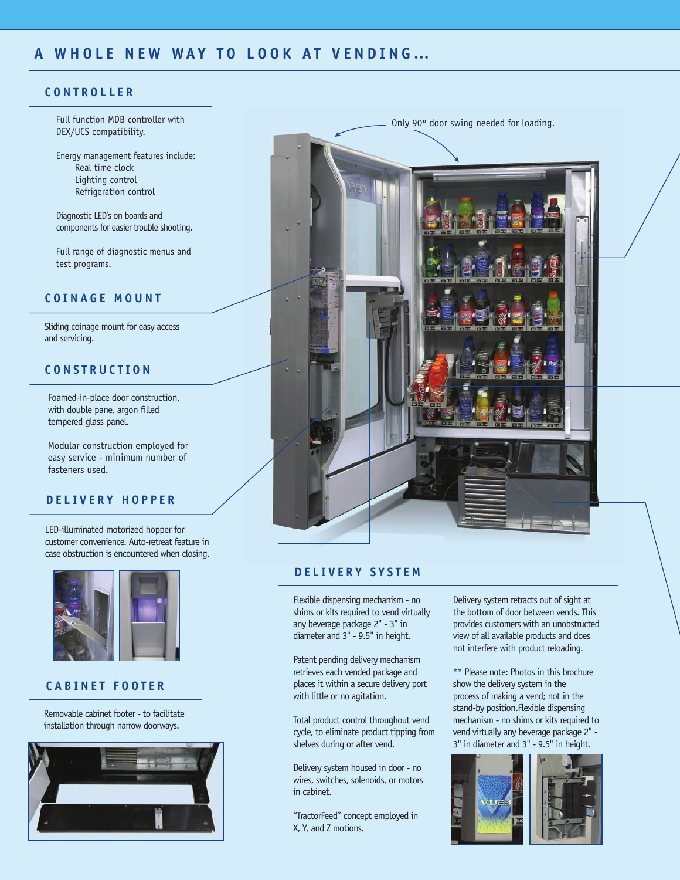# A WHOLE NEW WAY TO LOOK AT VENDING...

## CONTROLLER

Full function MDB controller with DEX/UCS compatibility.

Energy management features include:
- Real time clock
- Lighting control
- Refrigeration control

Diagnostic LED's on boards and components for easier trouble shooting.

Full range of diagnostic menus and test programs.

## COINAGE MOUNT

Sliding coinage mount for easy access and servicing.

## CONSTRUCTION

Foamed-in-place door construction, with double pane, argon filled tempered glass panel.

Modular construction employed for easy service - minimum number of fasteners used.

## DELIVERY HOPPER

LED-illuminated motorized hopper for customer convenience. Auto-retreat feature in case obstruction is encountered when closing.

## CABINET FOOTER

Removable cabinet footer - to facilitate installation through narrow doorways.

Only 90° door swing needed for loading.

## DELIVERY SYSTEM

Flexible dispensing mechanism - no shims or kits required to vend virtually any beverage package 2" - 3" in diameter and 3" - 9.5" in height.

Patent pending delivery mechanism retrieves each vended package and places it within a secure delivery port with little or no agitation.

Total product control throughout vend cycle, to eliminate product tipping from shelves during or after vend.

Delivery system housed in door - no wires, switches, solenoids, or motors in cabinet.

"TractorFeed" concept employed in X, Y, and Z motions.

Delivery system retracts out of sight at the bottom of door between vends. This provides customers with an unobstructed view of all available products and does not interfere with product reloading.

** Please note: Photos in this brochure show the delivery system in the process of making a vend; not in the stand-by position.Flexible dispensing mechanism - no shims or kits required to vend virtually any beverage package 2" - 3" in diameter and 3" - 9.5" in height.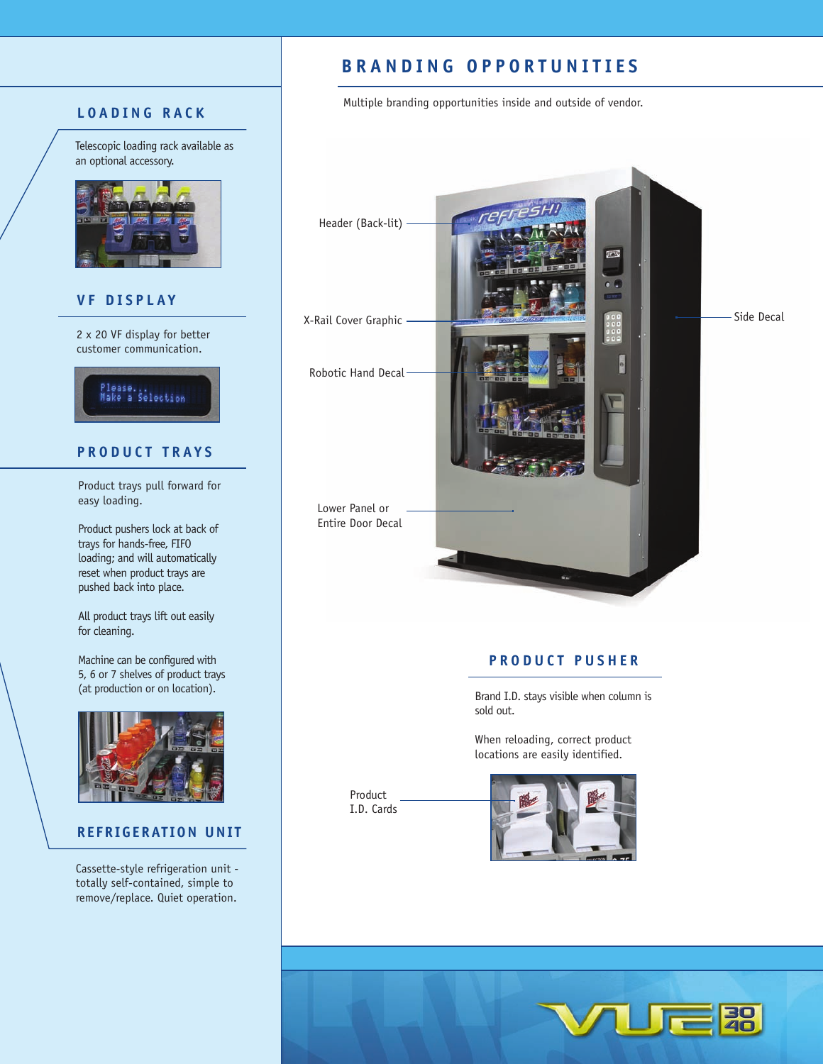## LOADING RACK

Telescopic loading rack available as an optional accessory.

## VF DISPLAY

2 x 20 VF display for better customer communication.

## PRODUCT TRAYS

Product trays pull forward for easy loading.

Product pushers lock at back of trays for hands-free, FIFO loading; and will automatically reset when product trays are pushed back into place.

All product trays lift out easily for cleaning.

Machine can be configured with 5, 6 or 7 shelves of product trays (at production or on location).

## REFRIGERATION UNIT

Cassette-style refrigeration unit - totally self-contained, simple to remove/replace. Quiet operation.

## BRANDING OPPORTUNITIES

Multiple branding opportunities inside and outside of vendor.

Header (Back-lit)

X-Rail Cover Graphic

Robotic Hand Decal

Lower Panel or Entire Door Decal

Side Decal

## PRODUCT PUSHER

Brand I.D. stays visible when column is sold out.

When reloading, correct product locations are easily identified.

Product I.D. Cards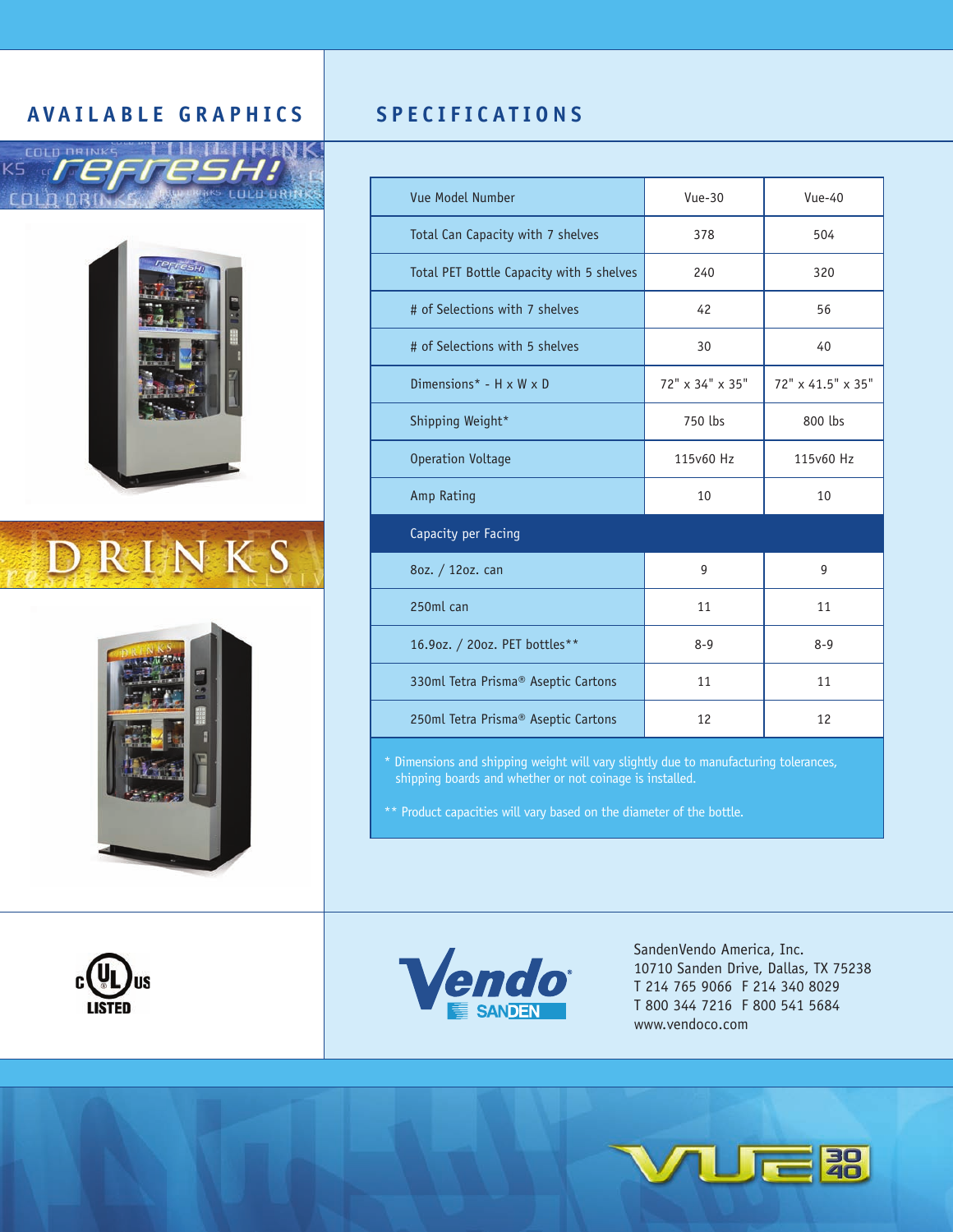## AVAILABLE GRAPHICS

## SPECIFICATIONS

| Vue Model Number | Vue-30 | Vue-40 |
|---|---|---|
| Total Can Capacity with 7 shelves | 378 | 504 |
| Total PET Bottle Capacity with 5 shelves | 240 | 320 |
| # of Selections with 7 shelves | 42 | 56 |
| # of Selections with 5 shelves | 30 | 40 |
| Dimensions* - H x W x D | 72" x 34" x 35" | 72" x 41.5" x 35" |
| Shipping Weight* | 750 lbs | 800 lbs |
| Operation Voltage | 115v60 Hz | 115v60 Hz |
| Amp Rating | 10 | 10 |
| **Capacity per Facing** | | |
| 8oz. / 12oz. can | 9 | 9 |
| 250ml can | 11 | 11 |
| 16.9oz. / 20oz. PET bottles** | 8-9 | 8-9 |
| 330ml Tetra Prisma® Aseptic Cartons | 11 | 11 |
| 250ml Tetra Prisma® Aseptic Cartons | 12 | 12 |

* Dimensions and shipping weight will vary slightly due to manufacturing tolerances, shipping boards and whether or not coinage is installed.

** Product capacities will vary based on the diameter of the bottle.

c UL us LISTED

Vendo SANDEN

SandenVendo America, Inc.
10710 Sanden Drive, Dallas, TX 75238
T 214 765 9066 F 214 340 8029
T 800 344 7216 F 800 541 5684
www.vendoco.com